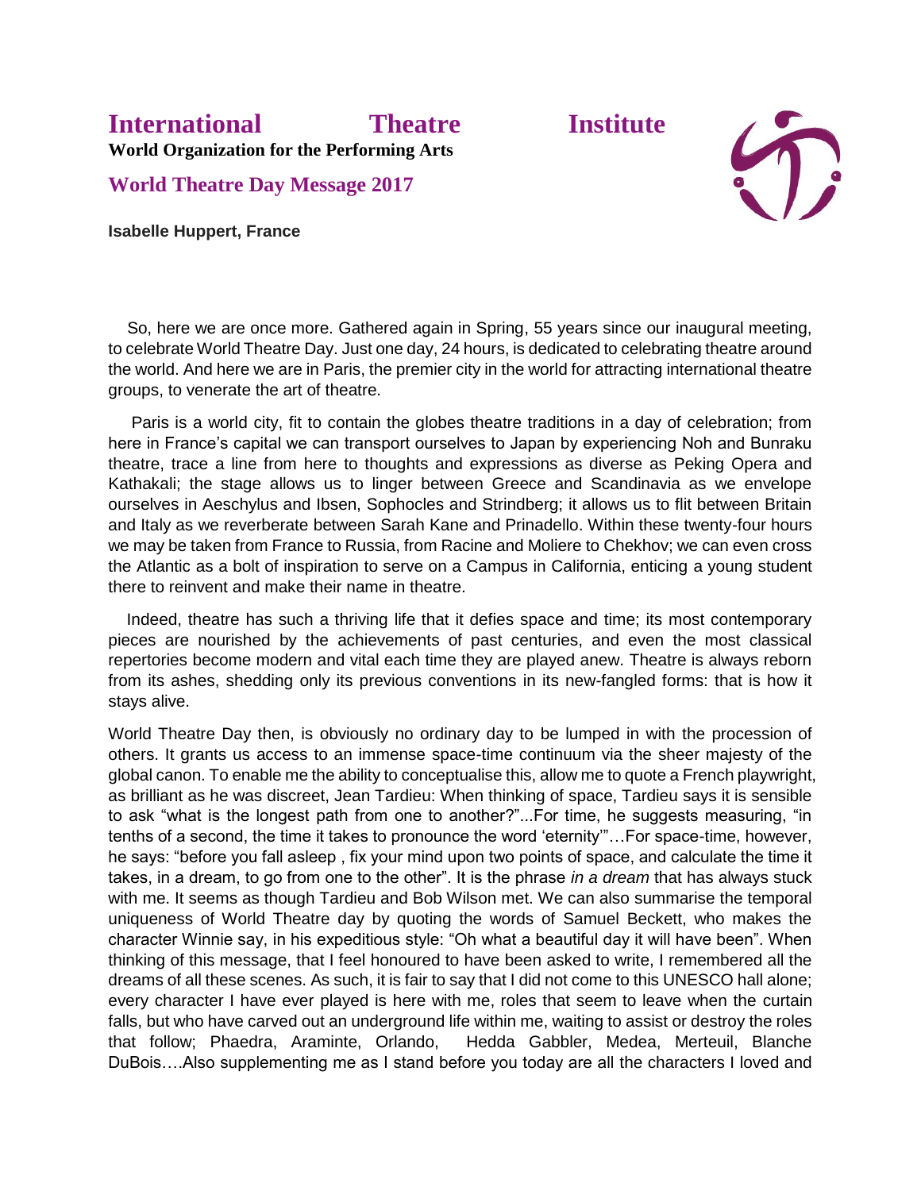# International Theatre Institute

**World Organization for the Performing Arts**

## World Theatre Day Message 2017

**Isabelle Huppert, France**

So, here we are once more. Gathered again in Spring, 55 years since our inaugural meeting, to celebrate World Theatre Day. Just one day, 24 hours, is dedicated to celebrating theatre around the world. And here we are in Paris, the premier city in the world for attracting international theatre groups, to venerate the art of theatre.

Paris is a world city, fit to contain the globes theatre traditions in a day of celebration; from here in France's capital we can transport ourselves to Japan by experiencing Noh and Bunraku theatre, trace a line from here to thoughts and expressions as diverse as Peking Opera and Kathakali; the stage allows us to linger between Greece and Scandinavia as we envelope ourselves in Aeschylus and Ibsen, Sophocles and Strindberg; it allows us to flit between Britain and Italy as we reverberate between Sarah Kane and Prinadello. Within these twenty-four hours we may be taken from France to Russia, from Racine and Moliere to Chekhov; we can even cross the Atlantic as a bolt of inspiration to serve on a Campus in California, enticing a young student there to reinvent and make their name in theatre.

Indeed, theatre has such a thriving life that it defies space and time; its most contemporary pieces are nourished by the achievements of past centuries, and even the most classical repertories become modern and vital each time they are played anew. Theatre is always reborn from its ashes, shedding only its previous conventions in its new-fangled forms: that is how it stays alive.

World Theatre Day then, is obviously no ordinary day to be lumped in with the procession of others. It grants us access to an immense space-time continuum via the sheer majesty of the global canon. To enable me the ability to conceptualise this, allow me to quote a French playwright, as brilliant as he was discreet, Jean Tardieu: When thinking of space, Tardieu says it is sensible to ask "what is the longest path from one to another?"...For time, he suggests measuring, "in tenths of a second, the time it takes to pronounce the word 'eternity'"…For space-time, however, he says: "before you fall asleep , fix your mind upon two points of space, and calculate the time it takes, in a dream, to go from one to the other". It is the phrase *in a dream* that has always stuck with me. It seems as though Tardieu and Bob Wilson met. We can also summarise the temporal uniqueness of World Theatre day by quoting the words of Samuel Beckett, who makes the character Winnie say, in his expeditious style: "Oh what a beautiful day it will have been". When thinking of this message, that I feel honoured to have been asked to write, I remembered all the dreams of all these scenes. As such, it is fair to say that I did not come to this UNESCO hall alone; every character I have ever played is here with me, roles that seem to leave when the curtain falls, but who have carved out an underground life within me, waiting to assist or destroy the roles that follow; Phaedra, Araminte, Orlando, Hedda Gabbler, Medea, Merteuil, Blanche DuBois….Also supplementing me as I stand before you today are all the characters I loved and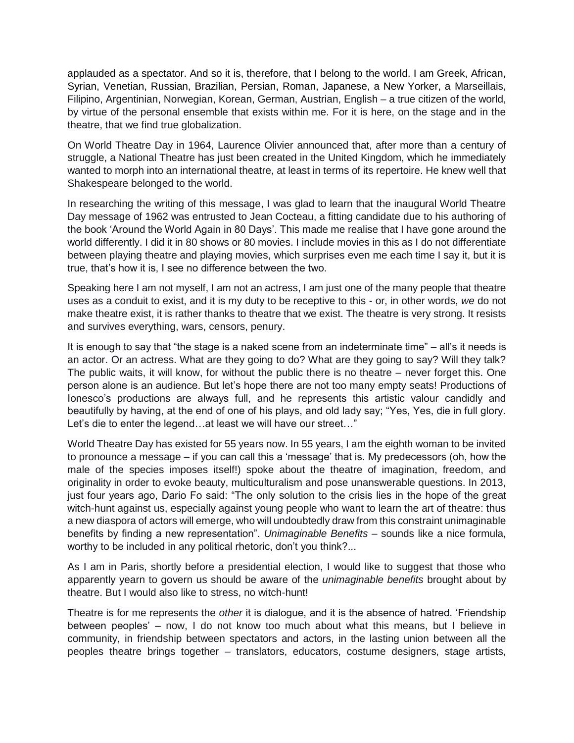applauded as a spectator. And so it is, therefore, that I belong to the world. I am Greek, African, Syrian, Venetian, Russian, Brazilian, Persian, Roman, Japanese, a New Yorker, a Marseillais, Filipino, Argentinian, Norwegian, Korean, German, Austrian, English – a true citizen of the world, by virtue of the personal ensemble that exists within me. For it is here, on the stage and in the theatre, that we find true globalization.

On World Theatre Day in 1964, Laurence Olivier announced that, after more than a century of struggle, a National Theatre has just been created in the United Kingdom, which he immediately wanted to morph into an international theatre, at least in terms of its repertoire. He knew well that Shakespeare belonged to the world.

In researching the writing of this message, I was glad to learn that the inaugural World Theatre Day message of 1962 was entrusted to Jean Cocteau, a fitting candidate due to his authoring of the book 'Around the World Again in 80 Days'. This made me realise that I have gone around the world differently. I did it in 80 shows or 80 movies. I include movies in this as I do not differentiate between playing theatre and playing movies, which surprises even me each time I say it, but it is true, that's how it is, I see no difference between the two.

Speaking here I am not myself, I am not an actress, I am just one of the many people that theatre uses as a conduit to exist, and it is my duty to be receptive to this - or, in other words, *we* do not make theatre exist, it is rather thanks to theatre that we exist. The theatre is very strong. It resists and survives everything, wars, censors, penury.

It is enough to say that "the stage is a naked scene from an indeterminate time" – all's it needs is an actor. Or an actress. What are they going to do? What are they going to say? Will they talk? The public waits, it will know, for without the public there is no theatre – never forget this. One person alone is an audience. But let's hope there are not too many empty seats! Productions of Ionesco's productions are always full, and he represents this artistic valour candidly and beautifully by having, at the end of one of his plays, and old lady say; "Yes, Yes, die in full glory. Let's die to enter the legend…at least we will have our street…"

World Theatre Day has existed for 55 years now. In 55 years, I am the eighth woman to be invited to pronounce a message – if you can call this a 'message' that is. My predecessors (oh, how the male of the species imposes itself!) spoke about the theatre of imagination, freedom, and originality in order to evoke beauty, multiculturalism and pose unanswerable questions. In 2013, just four years ago, Dario Fo said: "The only solution to the crisis lies in the hope of the great witch-hunt against us, especially against young people who want to learn the art of theatre: thus a new diaspora of actors will emerge, who will undoubtedly draw from this constraint unimaginable benefits by finding a new representation". *Unimaginable Benefits* – sounds like a nice formula, worthy to be included in any political rhetoric, don't you think?...

As I am in Paris, shortly before a presidential election, I would like to suggest that those who apparently yearn to govern us should be aware of the *unimaginable benefits* brought about by theatre. But I would also like to stress, no witch-hunt!

Theatre is for me represents the *other* it is dialogue, and it is the absence of hatred. 'Friendship between peoples' – now, I do not know too much about what this means, but I believe in community, in friendship between spectators and actors, in the lasting union between all the peoples theatre brings together – translators, educators, costume designers, stage artists,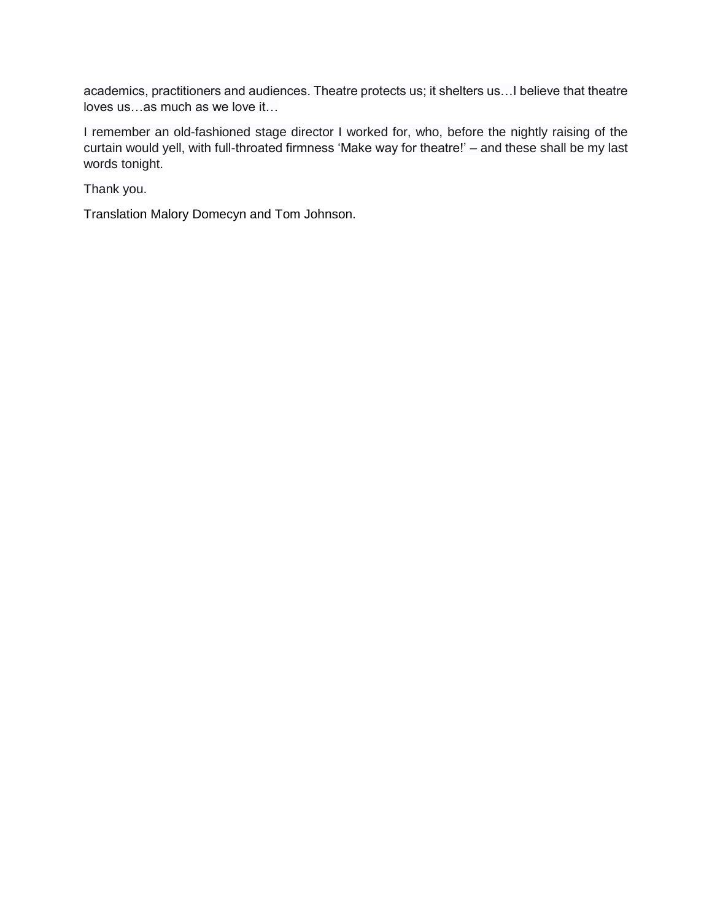academics, practitioners and audiences. Theatre protects us; it shelters us…I believe that theatre loves us…as much as we love it…

I remember an old-fashioned stage director I worked for, who, before the nightly raising of the curtain would yell, with full-throated firmness 'Make way for theatre!' – and these shall be my last words tonight.

Thank you.

Translation Malory Domecyn and Tom Johnson.